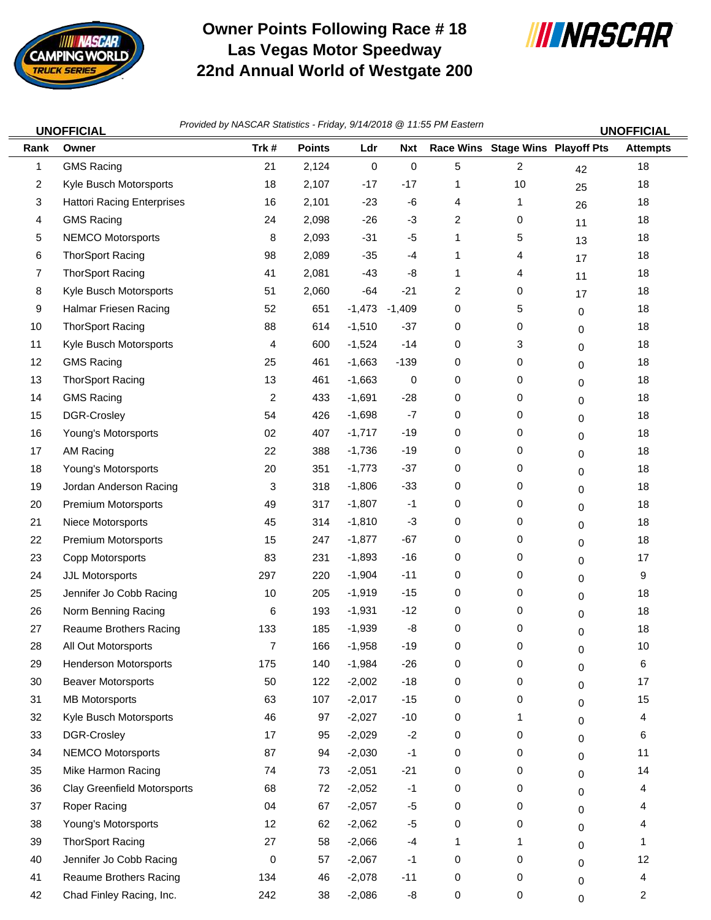# Owner Points Following Race # 18
# Las Vegas Motor Speedway
# 22nd Annual World of Westgate 200

**UNOFFICIAL** *Provided by NASCAR Statistics - Friday, 9/14/2018 @ 11:55 PM Eastern* **UNOFFICIAL**

| Rank | Owner | Trk # | Points | Ldr | Nxt | Race Wins | Stage Wins | Playoff Pts | Attempts |
|---|---|---|---|---|---|---|---|---|---|
| 1 | GMS Racing | 21 | 2,124 | 0 | 0 | 5 | 2 | 42 | 18 |
| 2 | Kyle Busch Motorsports | 18 | 2,107 | -17 | -17 | 1 | 10 | 25 | 18 |
| 3 | Hattori Racing Enterprises | 16 | 2,101 | -23 | -6 | 4 | 1 | 26 | 18 |
| 4 | GMS Racing | 24 | 2,098 | -26 | -3 | 2 | 0 | 11 | 18 |
| 5 | NEMCO Motorsports | 8 | 2,093 | -31 | -5 | 1 | 5 | 13 | 18 |
| 6 | ThorSport Racing | 98 | 2,089 | -35 | -4 | 1 | 4 | 17 | 18 |
| 7 | ThorSport Racing | 41 | 2,081 | -43 | -8 | 1 | 4 | 11 | 18 |
| 8 | Kyle Busch Motorsports | 51 | 2,060 | -64 | -21 | 2 | 0 | 17 | 18 |
| 9 | Halmar Friesen Racing | 52 | 651 | -1,473 | -1,409 | 0 | 5 | 0 | 18 |
| 10 | ThorSport Racing | 88 | 614 | -1,510 | -37 | 0 | 0 | 0 | 18 |
| 11 | Kyle Busch Motorsports | 4 | 600 | -1,524 | -14 | 0 | 3 | 0 | 18 |
| 12 | GMS Racing | 25 | 461 | -1,663 | -139 | 0 | 0 | 0 | 18 |
| 13 | ThorSport Racing | 13 | 461 | -1,663 | 0 | 0 | 0 | 0 | 18 |
| 14 | GMS Racing | 2 | 433 | -1,691 | -28 | 0 | 0 | 0 | 18 |
| 15 | DGR-Crosley | 54 | 426 | -1,698 | -7 | 0 | 0 | 0 | 18 |
| 16 | Young's Motorsports | 02 | 407 | -1,717 | -19 | 0 | 0 | 0 | 18 |
| 17 | AM Racing | 22 | 388 | -1,736 | -19 | 0 | 0 | 0 | 18 |
| 18 | Young's Motorsports | 20 | 351 | -1,773 | -37 | 0 | 0 | 0 | 18 |
| 19 | Jordan Anderson Racing | 3 | 318 | -1,806 | -33 | 0 | 0 | 0 | 18 |
| 20 | Premium Motorsports | 49 | 317 | -1,807 | -1 | 0 | 0 | 0 | 18 |
| 21 | Niece Motorsports | 45 | 314 | -1,810 | -3 | 0 | 0 | 0 | 18 |
| 22 | Premium Motorsports | 15 | 247 | -1,877 | -67 | 0 | 0 | 0 | 18 |
| 23 | Copp Motorsports | 83 | 231 | -1,893 | -16 | 0 | 0 | 0 | 17 |
| 24 | JJL Motorsports | 297 | 220 | -1,904 | -11 | 0 | 0 | 0 | 9 |
| 25 | Jennifer Jo Cobb Racing | 10 | 205 | -1,919 | -15 | 0 | 0 | 0 | 18 |
| 26 | Norm Benning Racing | 6 | 193 | -1,931 | -12 | 0 | 0 | 0 | 18 |
| 27 | Reaume Brothers Racing | 133 | 185 | -1,939 | -8 | 0 | 0 | 0 | 18 |
| 28 | All Out Motorsports | 7 | 166 | -1,958 | -19 | 0 | 0 | 0 | 10 |
| 29 | Henderson Motorsports | 175 | 140 | -1,984 | -26 | 0 | 0 | 0 | 6 |
| 30 | Beaver Motorsports | 50 | 122 | -2,002 | -18 | 0 | 0 | 0 | 17 |
| 31 | MB Motorsports | 63 | 107 | -2,017 | -15 | 0 | 0 | 0 | 15 |
| 32 | Kyle Busch Motorsports | 46 | 97 | -2,027 | -10 | 0 | 1 | 0 | 4 |
| 33 | DGR-Crosley | 17 | 95 | -2,029 | -2 | 0 | 0 | 0 | 6 |
| 34 | NEMCO Motorsports | 87 | 94 | -2,030 | -1 | 0 | 0 | 0 | 11 |
| 35 | Mike Harmon Racing | 74 | 73 | -2,051 | -21 | 0 | 0 | 0 | 14 |
| 36 | Clay Greenfield Motorsports | 68 | 72 | -2,052 | -1 | 0 | 0 | 0 | 4 |
| 37 | Roper Racing | 04 | 67 | -2,057 | -5 | 0 | 0 | 0 | 4 |
| 38 | Young's Motorsports | 12 | 62 | -2,062 | -5 | 0 | 0 | 0 | 4 |
| 39 | ThorSport Racing | 27 | 58 | -2,066 | -4 | 1 | 1 | 0 | 1 |
| 40 | Jennifer Jo Cobb Racing | 0 | 57 | -2,067 | -1 | 0 | 0 | 0 | 12 |
| 41 | Reaume Brothers Racing | 134 | 46 | -2,078 | -11 | 0 | 0 | 0 | 4 |
| 42 | Chad Finley Racing, Inc. | 242 | 38 | -2,086 | -8 | 0 | 0 | 0 | 2 |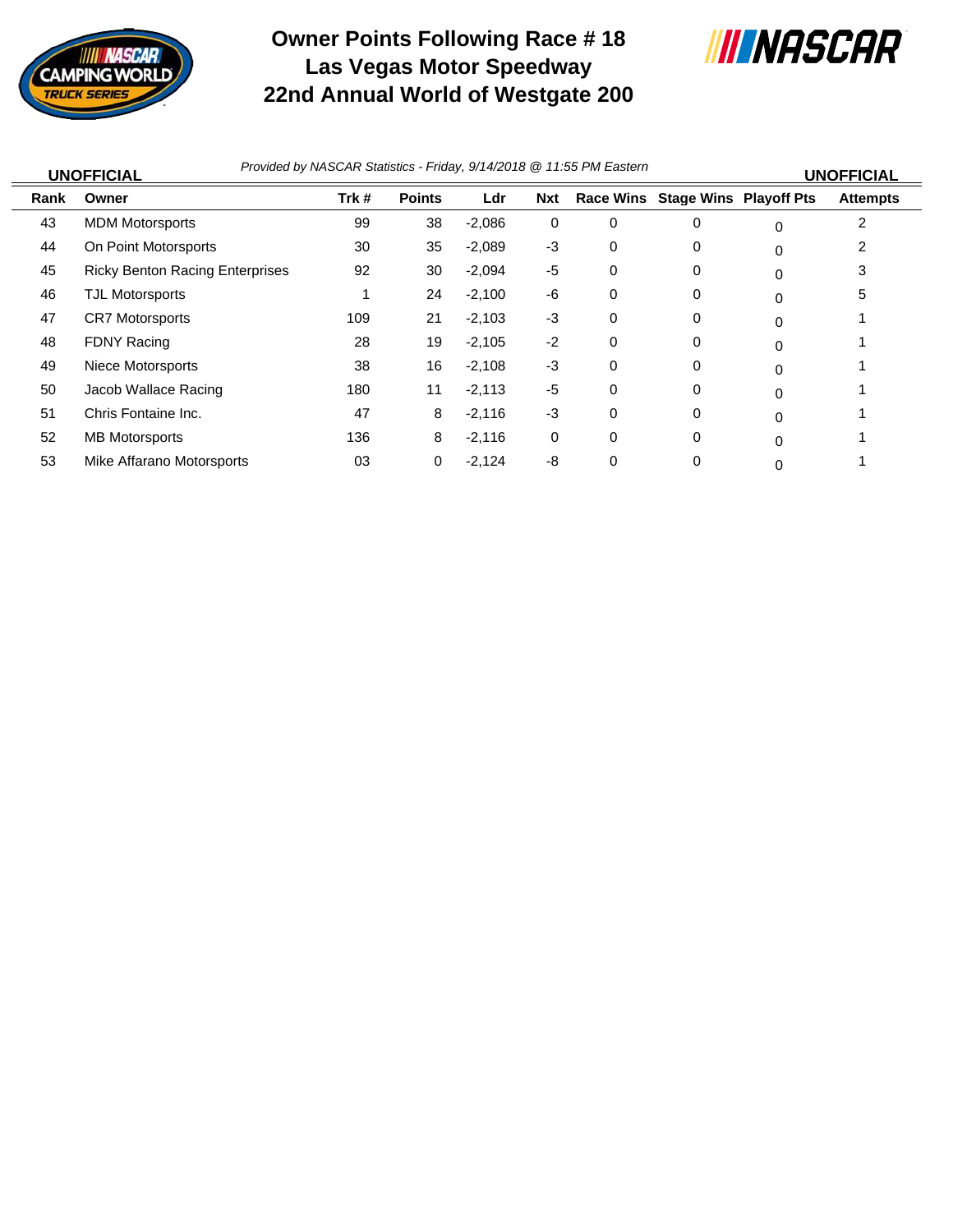# Owner Points Following Race # 18
# Las Vegas Motor Speedway
# 22nd Annual World of Westgate 200

**UNOFFICIAL** *Provided by NASCAR Statistics - Friday, 9/14/2018 @ 11:55 PM Eastern* **UNOFFICIAL**

| Rank | Owner | Trk # | Points | Ldr | Nxt | Race Wins | Stage Wins | Playoff Pts | Attempts |
|---|---|---|---|---|---|---|---|---|---|
| 43 | MDM Motorsports | 99 | 38 | -2,086 | 0 | 0 | 0 | 0 | 2 |
| 44 | On Point Motorsports | 30 | 35 | -2,089 | -3 | 0 | 0 | 0 | 2 |
| 45 | Ricky Benton Racing Enterprises | 92 | 30 | -2,094 | -5 | 0 | 0 | 0 | 3 |
| 46 | TJL Motorsports | 1 | 24 | -2,100 | -6 | 0 | 0 | 0 | 5 |
| 47 | CR7 Motorsports | 109 | 21 | -2,103 | -3 | 0 | 0 | 0 | 1 |
| 48 | FDNY Racing | 28 | 19 | -2,105 | -2 | 0 | 0 | 0 | 1 |
| 49 | Niece Motorsports | 38 | 16 | -2,108 | -3 | 0 | 0 | 0 | 1 |
| 50 | Jacob Wallace Racing | 180 | 11 | -2,113 | -5 | 0 | 0 | 0 | 1 |
| 51 | Chris Fontaine Inc. | 47 | 8 | -2,116 | -3 | 0 | 0 | 0 | 1 |
| 52 | MB Motorsports | 136 | 8 | -2,116 | 0 | 0 | 0 | 0 | 1 |
| 53 | Mike Affarano Motorsports | 03 | 0 | -2,124 | -8 | 0 | 0 | 0 | 1 |